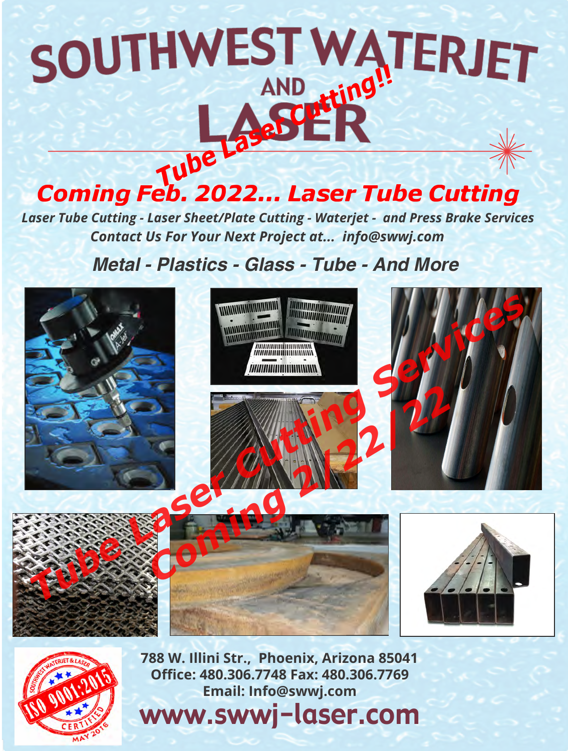# SOUTHWEST WATERJET AND LASER

*Tube Laser Cutting!!*

## *Coming Feb. 2022... Laser Tube Cutting*

***Laser Tube Cutting - Laser Sheet/Plate Cutting - Waterjet - and Press Brake Services***

***Contact Us For Your Next Project at... info@swwj.com***

### *Metal - Plastics - Glass - Tube - And More*

***Tube Laser Cutting Services***

***Coming 2/22/22***

SOUTHWEST WATERJET & LASER ISO 9001:2015 CERTIFIED MAY 2016

**788 W. Illini Str., Phoenix, Arizona 85041**

**Office: 480.306.7748 Fax: 480.306.7769**

**Email: Info@swwj.com**

## www.swwj-laser.com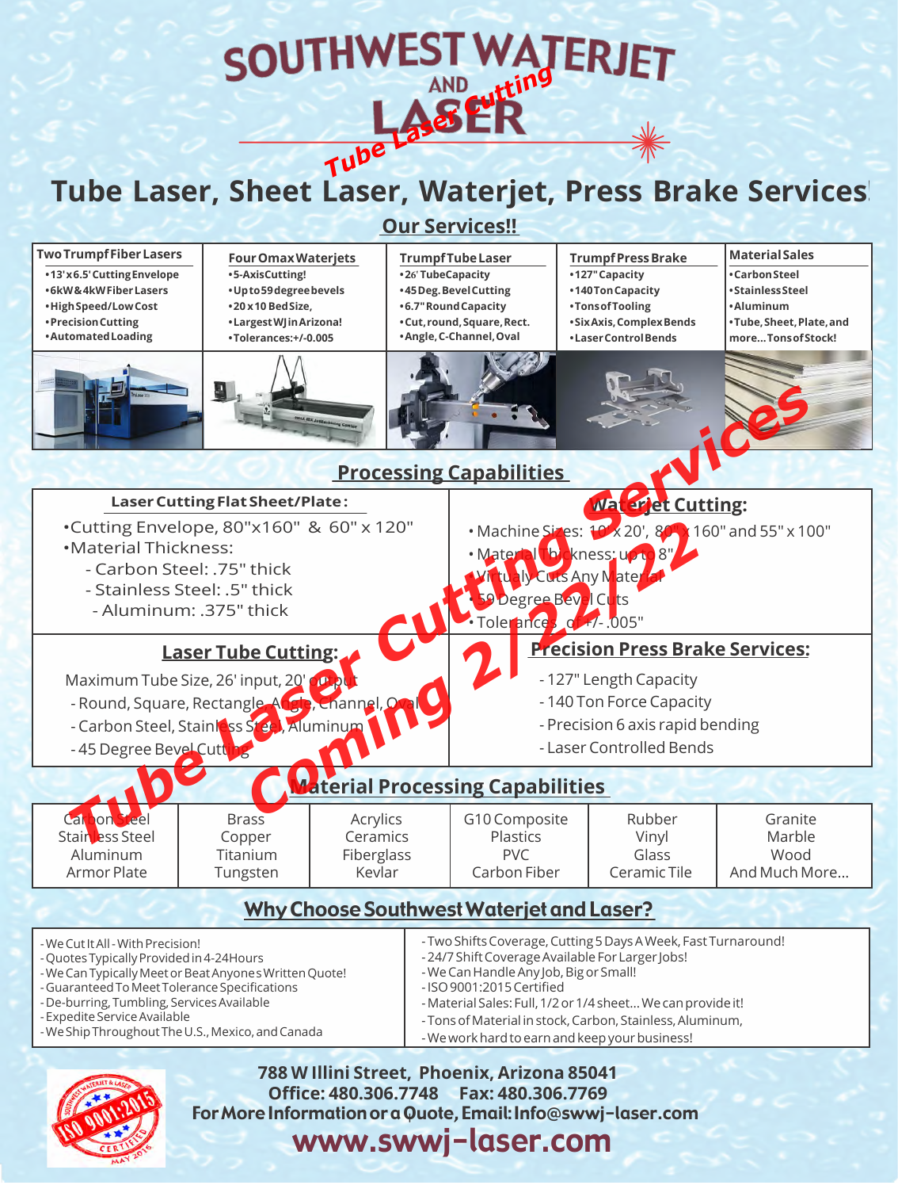# SOUTHWEST WATERJET AND LASER

*Tube Laser Cutting*

## Tube Laser, Sheet Laser, Waterjet, Press Brake Services!

### Our Services!!

| Two Trumpf Fiber Lasers | Four Omax Waterjets | Trumpf Tube Laser | Trumpf Press Brake | Material Sales |
|---|---|---|---|---|
| •13'x6.5' Cutting Envelope<br>•6kW & 4kW Fiber Lasers<br>•High Speed/Low Cost<br>•Precision Cutting<br>•Automated Loading | •5-Axis Cutting!<br>•Up to 59 degree bevels<br>•20 x 10 Bed Size,<br>•Largest WJ in Arizona!<br>•Tolerances: +/-0.005 | •26' Tube Capacity<br>•45 Deg. Bevel Cutting<br>•6.7" Round Capacity<br>•Cut, round, Square, Rect.<br>•Angle, C-Channel, Oval | •127" Capacity<br>•140 Ton Capacity<br>•Tons of Tooling<br>•Six Axis, Complex Bends<br>•Laser Control Bends | •Carbon Steel<br>•Stainless Steel<br>•Aluminum<br>•Tube, Sheet, Plate, and more... Tons of Stock! |

### Processing Capabilities

**Laser Cutting Flat Sheet/Plate:**

- Cutting Envelope, 80"x160" & 60" x 120"
- Material Thickness:
  - Carbon Steel: .75" thick
  - Stainless Steel: .5" thick
  - Aluminum: .375" thick

**Waterjet Cutting:**

- Machine Sizes: 10' x 20', 80" x 160" and 55" x 100"
- Material Thickness: up to 8"
- Virtually Cuts Any Material
- 59 Degree Bevel Cuts
- Tolerances of +/- .005"

**Laser Tube Cutting:**

Maximum Tube Size, 26' input, 20' output
- Round, Square, Rectangle, Angle, Channel, Oval
- Carbon Steel, Stainless Steel, Aluminum
- 45 Degree Bevel Cutting

**Precision Press Brake Services:**

- 127" Length Capacity
- 140 Ton Force Capacity
- Precision 6 axis rapid bending
- Laser Controlled Bends

*Tube Laser Cutting Services Coming 2/22/22*

### Material Processing Capabilities

| | | | | | |
|---|---|---|---|---|---|
| Carbon Steel<br>Stainless Steel<br>Aluminum<br>Armor Plate | Brass<br>Copper<br>Titanium<br>Tungsten | Acrylics<br>Ceramics<br>Fiberglass<br>Kevlar | G10 Composite<br>Plastics<br>PVC<br>Carbon Fiber | Rubber<br>Vinyl<br>Glass<br>Ceramic Tile | Granite<br>Marble<br>Wood<br>And Much More... |

### Why Choose Southwest Waterjet and Laser?

- We Cut It All - With Precision!
- Quotes Typically Provided in 4-24 Hours
- We Can Typically Meet or Beat Anyones Written Quote!
- Guaranteed To Meet Tolerance Specifications
- De-burring, Tumbling, Services Available
- Expedite Service Available
- We Ship Throughout The U.S., Mexico, and Canada
- Two Shifts Coverage, Cutting 5 Days A Week, Fast Turnaround!
- 24/7 Shift Coverage Available For Larger Jobs!
- We Can Handle Any Job, Big or Small!
- ISO 9001:2015 Certified
- Material Sales: Full, 1/2 or 1/4 sheet... We can provide it!
- Tons of Material in stock, Carbon, Stainless, Aluminum,
- We work hard to earn and keep your business!

SOUTHWEST WATERJET & LASER — ISO 9001:2015 CERTIFIED — MAY 2016

**788 W Illini Street, Phoenix, Arizona 85041**
**Office: 480.306.7748 Fax: 480.306.7769**
**For More Information or a Quote, Email: Info@swwj-laser.com**

**www.swwj-laser.com**